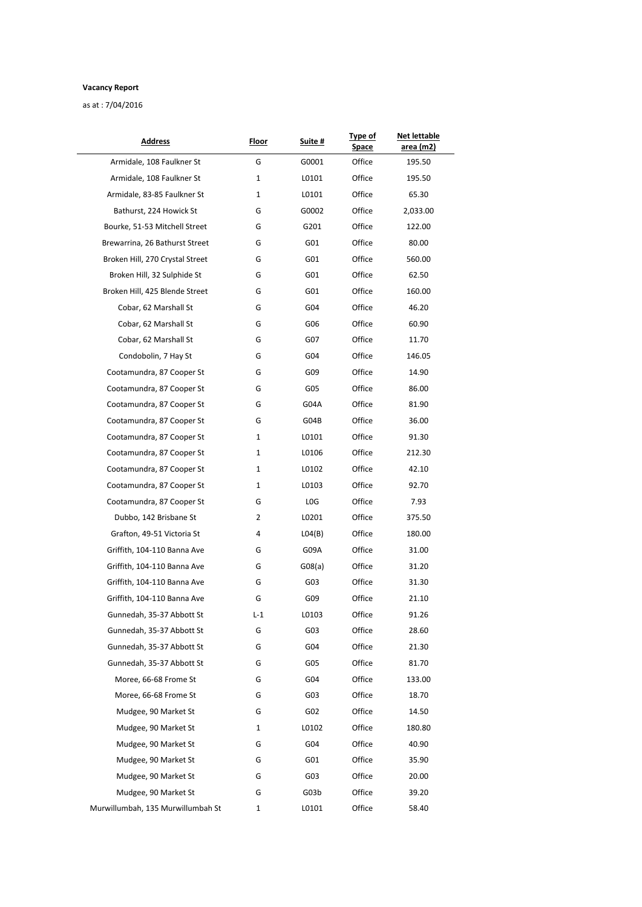**Vacancy Report**

as at : 7/04/2016

| Address | Floor | Suite # | Type of Space | Net lettable area (m2) |
|---|---|---|---|---|
| Armidale, 108 Faulkner St | G | G0001 | Office | 195.50 |
| Armidale, 108 Faulkner St | 1 | L0101 | Office | 195.50 |
| Armidale, 83-85 Faulkner St | 1 | L0101 | Office | 65.30 |
| Bathurst, 224 Howick St | G | G0002 | Office | 2,033.00 |
| Bourke, 51-53 Mitchell Street | G | G201 | Office | 122.00 |
| Brewarrina, 26 Bathurst Street | G | G01 | Office | 80.00 |
| Broken Hill, 270 Crystal Street | G | G01 | Office | 560.00 |
| Broken Hill, 32 Sulphide St | G | G01 | Office | 62.50 |
| Broken Hill, 425 Blende Street | G | G01 | Office | 160.00 |
| Cobar, 62 Marshall St | G | G04 | Office | 46.20 |
| Cobar, 62 Marshall St | G | G06 | Office | 60.90 |
| Cobar, 62 Marshall St | G | G07 | Office | 11.70 |
| Condobolin, 7 Hay St | G | G04 | Office | 146.05 |
| Cootamundra, 87 Cooper St | G | G09 | Office | 14.90 |
| Cootamundra, 87 Cooper St | G | G05 | Office | 86.00 |
| Cootamundra, 87 Cooper St | G | G04A | Office | 81.90 |
| Cootamundra, 87 Cooper St | G | G04B | Office | 36.00 |
| Cootamundra, 87 Cooper St | 1 | L0101 | Office | 91.30 |
| Cootamundra, 87 Cooper St | 1 | L0106 | Office | 212.30 |
| Cootamundra, 87 Cooper St | 1 | L0102 | Office | 42.10 |
| Cootamundra, 87 Cooper St | 1 | L0103 | Office | 92.70 |
| Cootamundra, 87 Cooper St | G | L0G | Office | 7.93 |
| Dubbo, 142 Brisbane St | 2 | L0201 | Office | 375.50 |
| Grafton, 49-51 Victoria St | 4 | L04(B) | Office | 180.00 |
| Griffith, 104-110 Banna Ave | G | G09A | Office | 31.00 |
| Griffith, 104-110 Banna Ave | G | G08(a) | Office | 31.20 |
| Griffith, 104-110 Banna Ave | G | G03 | Office | 31.30 |
| Griffith, 104-110 Banna Ave | G | G09 | Office | 21.10 |
| Gunnedah, 35-37 Abbott St | L-1 | L0103 | Office | 91.26 |
| Gunnedah, 35-37 Abbott St | G | G03 | Office | 28.60 |
| Gunnedah, 35-37 Abbott St | G | G04 | Office | 21.30 |
| Gunnedah, 35-37 Abbott St | G | G05 | Office | 81.70 |
| Moree, 66-68 Frome St | G | G04 | Office | 133.00 |
| Moree, 66-68 Frome St | G | G03 | Office | 18.70 |
| Mudgee, 90 Market St | G | G02 | Office | 14.50 |
| Mudgee, 90 Market St | 1 | L0102 | Office | 180.80 |
| Mudgee, 90 Market St | G | G04 | Office | 40.90 |
| Mudgee, 90 Market St | G | G01 | Office | 35.90 |
| Mudgee, 90 Market St | G | G03 | Office | 20.00 |
| Mudgee, 90 Market St | G | G03b | Office | 39.20 |
| Murwillumbah, 135 Murwillumbah St | 1 | L0101 | Office | 58.40 |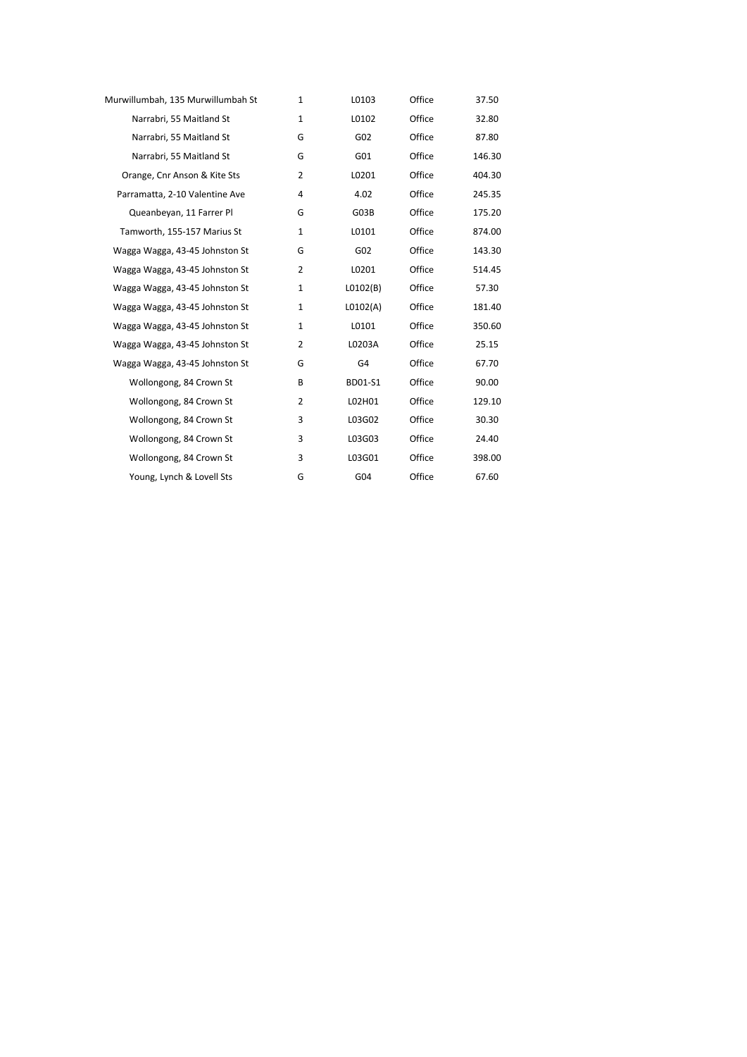| | | | | |
|---|---|---|---|---|
| Murwillumbah, 135 Murwillumbah St | 1 | L0103 | Office | 37.50 |
| Narrabri, 55 Maitland St | 1 | L0102 | Office | 32.80 |
| Narrabri, 55 Maitland St | G | G02 | Office | 87.80 |
| Narrabri, 55 Maitland St | G | G01 | Office | 146.30 |
| Orange, Cnr Anson & Kite Sts | 2 | L0201 | Office | 404.30 |
| Parramatta, 2-10 Valentine Ave | 4 | 4.02 | Office | 245.35 |
| Queanbeyan, 11 Farrer Pl | G | G03B | Office | 175.20 |
| Tamworth, 155-157 Marius St | 1 | L0101 | Office | 874.00 |
| Wagga Wagga, 43-45 Johnston St | G | G02 | Office | 143.30 |
| Wagga Wagga, 43-45 Johnston St | 2 | L0201 | Office | 514.45 |
| Wagga Wagga, 43-45 Johnston St | 1 | L0102(B) | Office | 57.30 |
| Wagga Wagga, 43-45 Johnston St | 1 | L0102(A) | Office | 181.40 |
| Wagga Wagga, 43-45 Johnston St | 1 | L0101 | Office | 350.60 |
| Wagga Wagga, 43-45 Johnston St | 2 | L0203A | Office | 25.15 |
| Wagga Wagga, 43-45 Johnston St | G | G4 | Office | 67.70 |
| Wollongong, 84 Crown St | B | BD01-S1 | Office | 90.00 |
| Wollongong, 84 Crown St | 2 | L02H01 | Office | 129.10 |
| Wollongong, 84 Crown St | 3 | L03G02 | Office | 30.30 |
| Wollongong, 84 Crown St | 3 | L03G03 | Office | 24.40 |
| Wollongong, 84 Crown St | 3 | L03G01 | Office | 398.00 |
| Young, Lynch & Lovell Sts | G | G04 | Office | 67.60 |